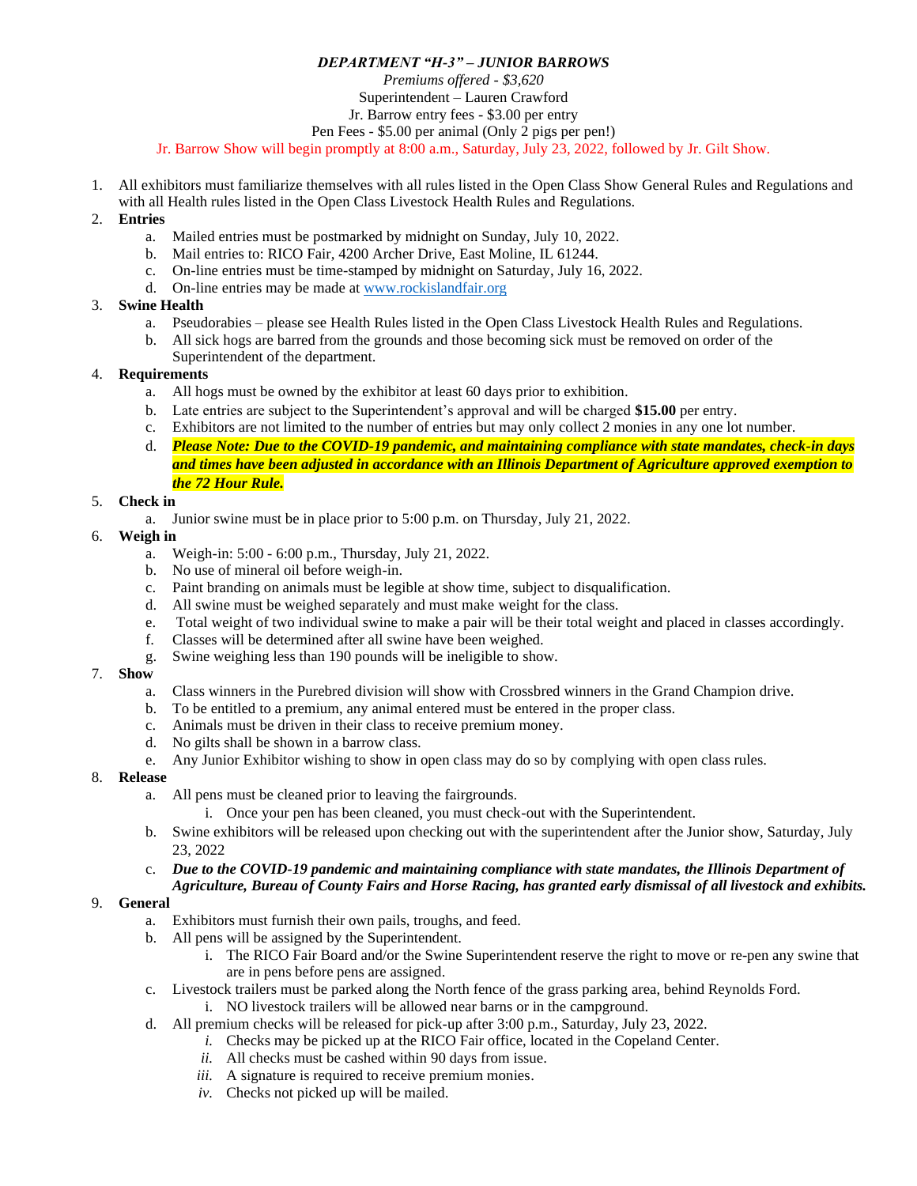# *DEPARTMENT "H-3" – JUNIOR BARROWS*

*Premiums offered - $3,620*

Superintendent – Lauren Crawford

Jr. Barrow entry fees - $3.00 per entry

Pen Fees - $5.00 per animal (Only 2 pigs per pen!)

Jr. Barrow Show will begin promptly at 8:00 a.m., Saturday, July 23, 2022, followed by Jr. Gilt Show.

1. All exhibitors must familiarize themselves with all rules listed in the Open Class Show General Rules and Regulations and with all Health rules listed in the Open Class Livestock Health Rules and Regulations.
2. **Entries**
   a. Mailed entries must be postmarked by midnight on Sunday, July 10, 2022.
   b. Mail entries to: RICO Fair, 4200 Archer Drive, East Moline, IL 61244.
   c. On-line entries must be time-stamped by midnight on Saturday, July 16, 2022.
   d. On-line entries may be made at www.rockislandfair.org
3. **Swine Health**
   a. Pseudorabies – please see Health Rules listed in the Open Class Livestock Health Rules and Regulations.
   b. All sick hogs are barred from the grounds and those becoming sick must be removed on order of the Superintendent of the department.
4. **Requirements**
   a. All hogs must be owned by the exhibitor at least 60 days prior to exhibition.
   b. Late entries are subject to the Superintendent's approval and will be charged **$15.00** per entry.
   c. Exhibitors are not limited to the number of entries but may only collect 2 monies in any one lot number.
   d. ***Please Note: Due to the COVID-19 pandemic, and maintaining compliance with state mandates, check-in days and times have been adjusted in accordance with an Illinois Department of Agriculture approved exemption to the 72 Hour Rule.***
5. **Check in**
   a. Junior swine must be in place prior to 5:00 p.m. on Thursday, July 21, 2022.
6. **Weigh in**
   a. Weigh-in: 5:00 - 6:00 p.m., Thursday, July 21, 2022.
   b. No use of mineral oil before weigh-in.
   c. Paint branding on animals must be legible at show time, subject to disqualification.
   d. All swine must be weighed separately and must make weight for the class.
   e. Total weight of two individual swine to make a pair will be their total weight and placed in classes accordingly.
   f. Classes will be determined after all swine have been weighed.
   g. Swine weighing less than 190 pounds will be ineligible to show.
7. **Show**
   a. Class winners in the Purebred division will show with Crossbred winners in the Grand Champion drive.
   b. To be entitled to a premium, any animal entered must be entered in the proper class.
   c. Animals must be driven in their class to receive premium money.
   d. No gilts shall be shown in a barrow class.
   e. Any Junior Exhibitor wishing to show in open class may do so by complying with open class rules.
8. **Release**
   a. All pens must be cleaned prior to leaving the fairgrounds.
      i. Once your pen has been cleaned, you must check-out with the Superintendent.
   b. Swine exhibitors will be released upon checking out with the superintendent after the Junior show, Saturday, July 23, 2022
   c. ***Due to the COVID-19 pandemic and maintaining compliance with state mandates, the Illinois Department of Agriculture, Bureau of County Fairs and Horse Racing, has granted early dismissal of all livestock and exhibits.***
9. **General**
   a. Exhibitors must furnish their own pails, troughs, and feed.
   b. All pens will be assigned by the Superintendent.
      i. The RICO Fair Board and/or the Swine Superintendent reserve the right to move or re-pen any swine that are in pens before pens are assigned.
   c. Livestock trailers must be parked along the North fence of the grass parking area, behind Reynolds Ford.
      i. NO livestock trailers will be allowed near barns or in the campground.
   d. All premium checks will be released for pick-up after 3:00 p.m., Saturday, July 23, 2022.
      i. Checks may be picked up at the RICO Fair office, located in the Copeland Center.
      ii. All checks must be cashed within 90 days from issue.
      iii. A signature is required to receive premium monies.
      iv. Checks not picked up will be mailed.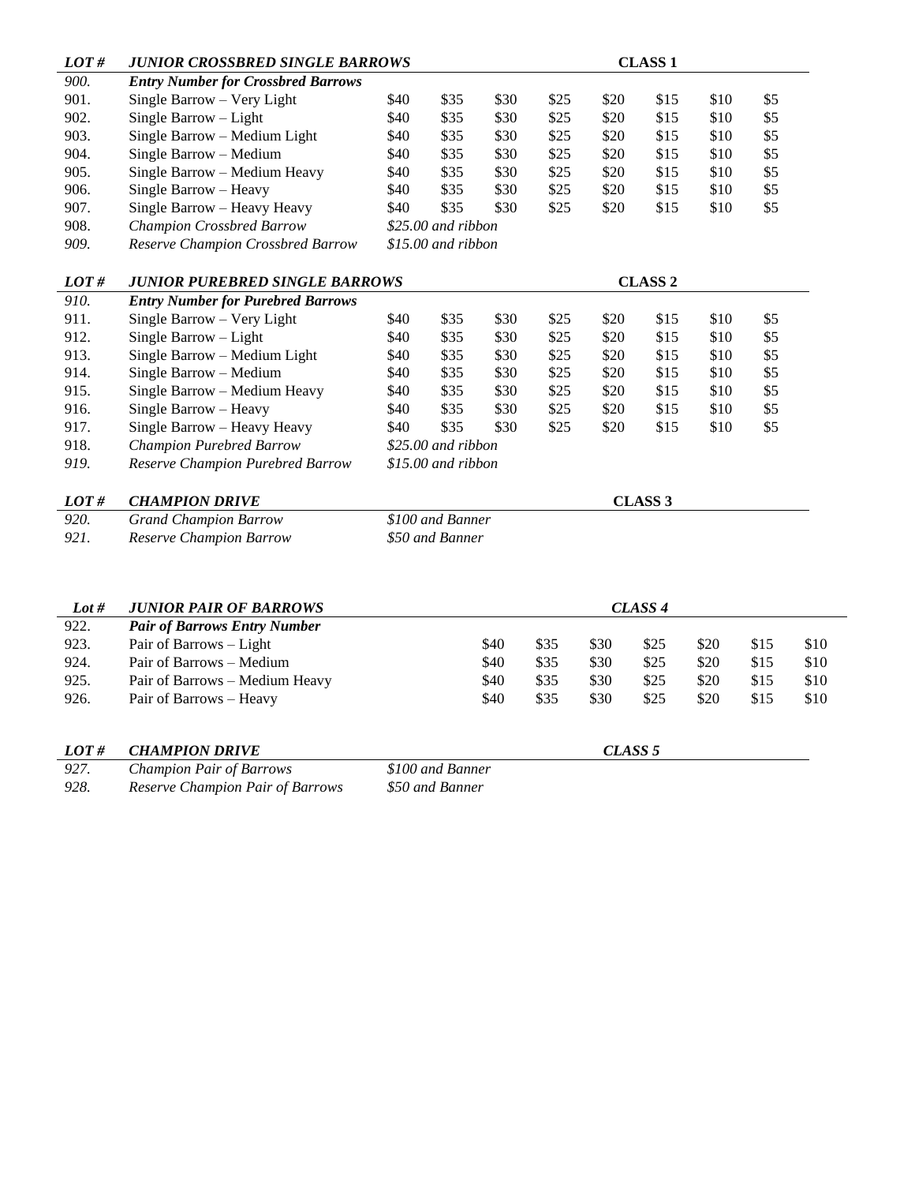| *LOT #* | *JUNIOR CROSSBRED SINGLE BARROWS* | | | | | | **CLASS 1** | | |
|---|---|---|---|---|---|---|---|---|---|
| *900.* | ***Entry Number for Crossbred Barrows*** | | | | | | | | |
| 901. | Single Barrow – Very Light | $40 | $35 | $30 | $25 | $20 | $15 | $10 | $5 |
| 902. | Single Barrow – Light | $40 | $35 | $30 | $25 | $20 | $15 | $10 | $5 |
| 903. | Single Barrow – Medium Light | $40 | $35 | $30 | $25 | $20 | $15 | $10 | $5 |
| 904. | Single Barrow – Medium | $40 | $35 | $30 | $25 | $20 | $15 | $10 | $5 |
| 905. | Single Barrow – Medium Heavy | $40 | $35 | $30 | $25 | $20 | $15 | $10 | $5 |
| 906. | Single Barrow – Heavy | $40 | $35 | $30 | $25 | $20 | $15 | $10 | $5 |
| 907. | Single Barrow – Heavy Heavy | $40 | $35 | $30 | $25 | $20 | $15 | $10 | $5 |
| *908.* | *Champion Crossbred Barrow* | *$25.00 and ribbon* | | | | | | | |
| *909.* | *Reserve Champion Crossbred Barrow* | *$15.00 and ribbon* | | | | | | | |

| *LOT #* | *JUNIOR PUREBRED SINGLE BARROWS* | | | | | | **CLASS 2** | | |
|---|---|---|---|---|---|---|---|---|---|
| *910.* | ***Entry Number for Purebred Barrows*** | | | | | | | | |
| 911. | Single Barrow – Very Light | $40 | $35 | $30 | $25 | $20 | $15 | $10 | $5 |
| 912. | Single Barrow – Light | $40 | $35 | $30 | $25 | $20 | $15 | $10 | $5 |
| 913. | Single Barrow – Medium Light | $40 | $35 | $30 | $25 | $20 | $15 | $10 | $5 |
| 914. | Single Barrow – Medium | $40 | $35 | $30 | $25 | $20 | $15 | $10 | $5 |
| 915. | Single Barrow – Medium Heavy | $40 | $35 | $30 | $25 | $20 | $15 | $10 | $5 |
| 916. | Single Barrow – Heavy | $40 | $35 | $30 | $25 | $20 | $15 | $10 | $5 |
| 917. | Single Barrow – Heavy Heavy | $40 | $35 | $30 | $25 | $20 | $15 | $10 | $5 |
| 918. | *Champion Purebred Barrow* | *$25.00 and ribbon* | | | | | | | |
| *919.* | *Reserve Champion Purebred Barrow* | *$15.00 and ribbon* | | | | | | | |

| *LOT #* | *CHAMPION DRIVE* | | **CLASS 3** |
|---|---|---|---|
| *920.* | *Grand Champion Barrow* | *$100 and Banner* | |
| *921.* | *Reserve Champion Barrow* | *$50 and Banner* | |

| *Lot #* | *JUNIOR PAIR OF BARROWS* | | | | *CLASS 4* | | | |
|---|---|---|---|---|---|---|---|---|
| 922. | ***Pair of Barrows Entry Number*** | | | | | | | |
| 923. | Pair of Barrows – Light | $40 | $35 | $30 | $25 | $20 | $15 | $10 |
| 924. | Pair of Barrows – Medium | $40 | $35 | $30 | $25 | $20 | $15 | $10 |
| 925. | Pair of Barrows – Medium Heavy | $40 | $35 | $30 | $25 | $20 | $15 | $10 |
| 926. | Pair of Barrows – Heavy | $40 | $35 | $30 | $25 | $20 | $15 | $10 |

| *LOT #* | *CHAMPION DRIVE* | | *CLASS 5* |
|---|---|---|---|
| *927.* | *Champion Pair of Barrows* | *$100 and Banner* | |
| *928.* | *Reserve Champion Pair of Barrows* | *$50 and Banner* | |